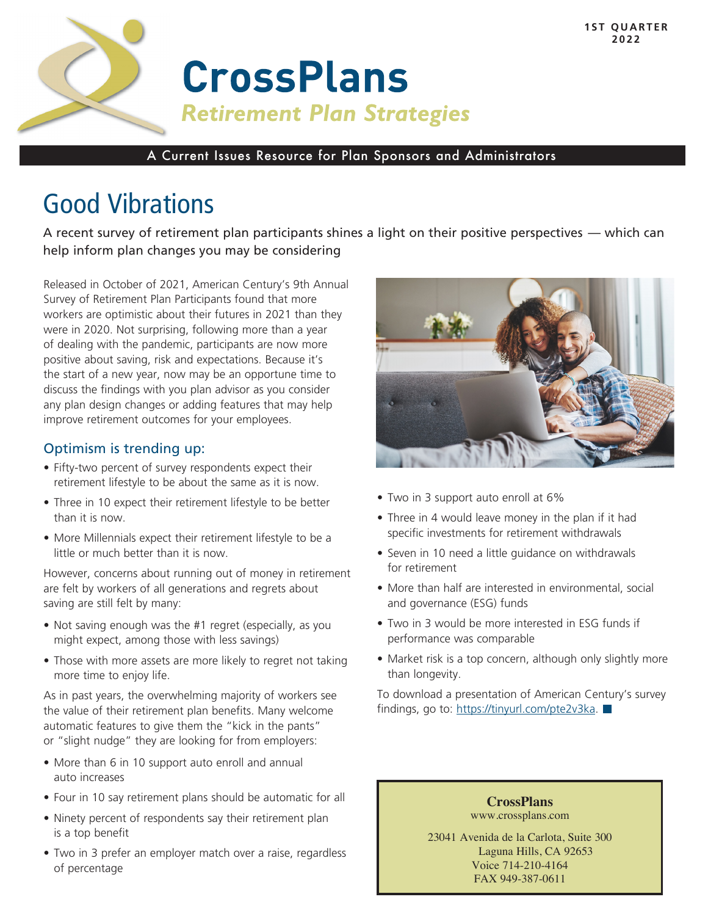1ST QUARTER 2022

# CrossPlans

*Retirement Plan Strategies*

A Current Issues Resource for Plan Sponsors and Administrators

# Good Vibrations

A recent survey of retirement plan participants shines a light on their positive perspectives — which can help inform plan changes you may be considering

Released in October of 2021, American Century's 9th Annual Survey of Retirement Plan Participants found that more workers are optimistic about their futures in 2021 than they were in 2020. Not surprising, following more than a year of dealing with the pandemic, participants are now more positive about saving, risk and expectations. Because it's the start of a new year, now may be an opportune time to discuss the findings with you plan advisor as you consider any plan design changes or adding features that may help improve retirement outcomes for your employees.

## Optimism is trending up:

- Fifty-two percent of survey respondents expect their retirement lifestyle to be about the same as it is now.
- Three in 10 expect their retirement lifestyle to be better than it is now.
- More Millennials expect their retirement lifestyle to be a little or much better than it is now.

However, concerns about running out of money in retirement are felt by workers of all generations and regrets about saving are still felt by many:

- Not saving enough was the #1 regret (especially, as you might expect, among those with less savings)
- Those with more assets are more likely to regret not taking more time to enjoy life.

As in past years, the overwhelming majority of workers see the value of their retirement plan benefits. Many welcome automatic features to give them the "kick in the pants" or "slight nudge" they are looking for from employers:

- More than 6 in 10 support auto enroll and annual auto increases
- Four in 10 say retirement plans should be automatic for all
- Ninety percent of respondents say their retirement plan is a top benefit
- Two in 3 prefer an employer match over a raise, regardless of percentage
- Two in 3 support auto enroll at 6%
- Three in 4 would leave money in the plan if it had specific investments for retirement withdrawals
- Seven in 10 need a little guidance on withdrawals for retirement
- More than half are interested in environmental, social and governance (ESG) funds
- Two in 3 would be more interested in ESG funds if performance was comparable
- Market risk is a top concern, although only slightly more than longevity.

To download a presentation of American Century's survey findings, go to: https://tinyurl.com/pte2v3ka.

**CrossPlans**
www.crossplans.com

23041 Avenida de la Carlota, Suite 300
Laguna Hills, CA 92653
Voice 714-210-4164
FAX 949-387-0611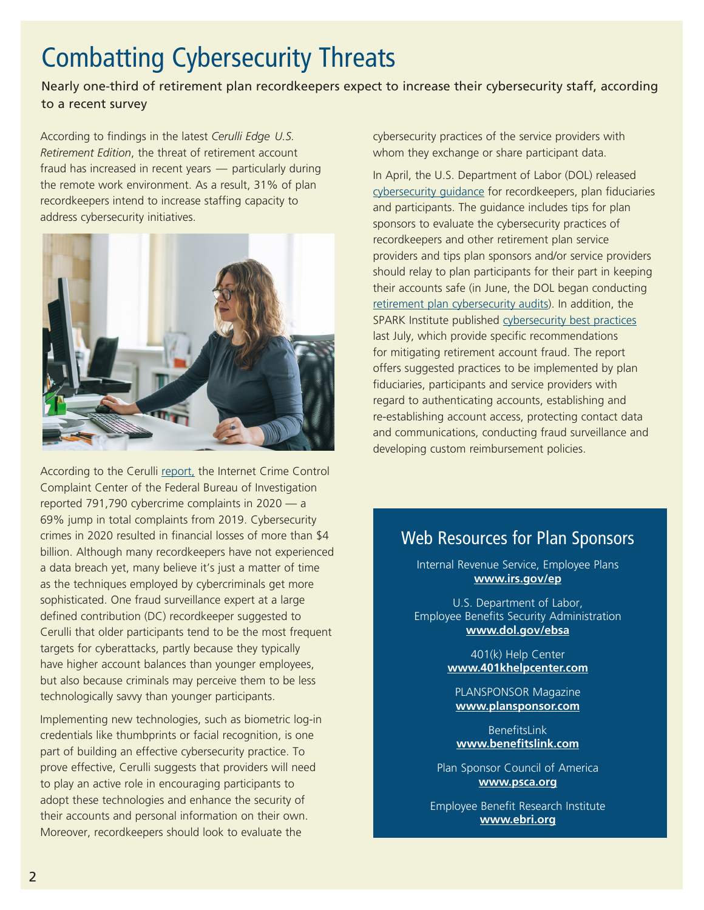# Combatting Cybersecurity Threats

Nearly one-third of retirement plan recordkeepers expect to increase their cybersecurity staff, according to a recent survey

According to findings in the latest *Cerulli Edge U.S. Retirement Edition*, the threat of retirement account fraud has increased in recent years — particularly during the remote work environment. As a result, 31% of plan recordkeepers intend to increase staffing capacity to address cybersecurity initiatives.

According to the Cerulli report, the Internet Crime Control Complaint Center of the Federal Bureau of Investigation reported 791,790 cybercrime complaints in 2020 — a 69% jump in total complaints from 2019. Cybersecurity crimes in 2020 resulted in financial losses of more than $4 billion. Although many recordkeepers have not experienced a data breach yet, many believe it's just a matter of time as the techniques employed by cybercriminals get more sophisticated. One fraud surveillance expert at a large defined contribution (DC) recordkeeper suggested to Cerulli that older participants tend to be the most frequent targets for cyberattacks, partly because they typically have higher account balances than younger employees, but also because criminals may perceive them to be less technologically savvy than younger participants.

Implementing new technologies, such as biometric log-in credentials like thumbprints or facial recognition, is one part of building an effective cybersecurity practice. To prove effective, Cerulli suggests that providers will need to play an active role in encouraging participants to adopt these technologies and enhance the security of their accounts and personal information on their own. Moreover, recordkeepers should look to evaluate the cybersecurity practices of the service providers with whom they exchange or share participant data.

In April, the U.S. Department of Labor (DOL) released cybersecurity guidance for recordkeepers, plan fiduciaries and participants. The guidance includes tips for plan sponsors to evaluate the cybersecurity practices of recordkeepers and other retirement plan service providers and tips plan sponsors and/or service providers should relay to plan participants for their part in keeping their accounts safe (in June, the DOL began conducting retirement plan cybersecurity audits). In addition, the SPARK Institute published cybersecurity best practices last July, which provide specific recommendations for mitigating retirement account fraud. The report offers suggested practices to be implemented by plan fiduciaries, participants and service providers with regard to authenticating accounts, establishing and re-establishing account access, protecting contact data and communications, conducting fraud surveillance and developing custom reimbursement policies.

## Web Resources for Plan Sponsors

Internal Revenue Service, Employee Plans
**www.irs.gov/ep**

U.S. Department of Labor, Employee Benefits Security Administration
**www.dol.gov/ebsa**

401(k) Help Center
**www.401khelpcenter.com**

PLANSPONSOR Magazine
**www.plansponsor.com**

BenefitsLink
**www.benefitslink.com**

Plan Sponsor Council of America
**www.psca.org**

Employee Benefit Research Institute
**www.ebri.org**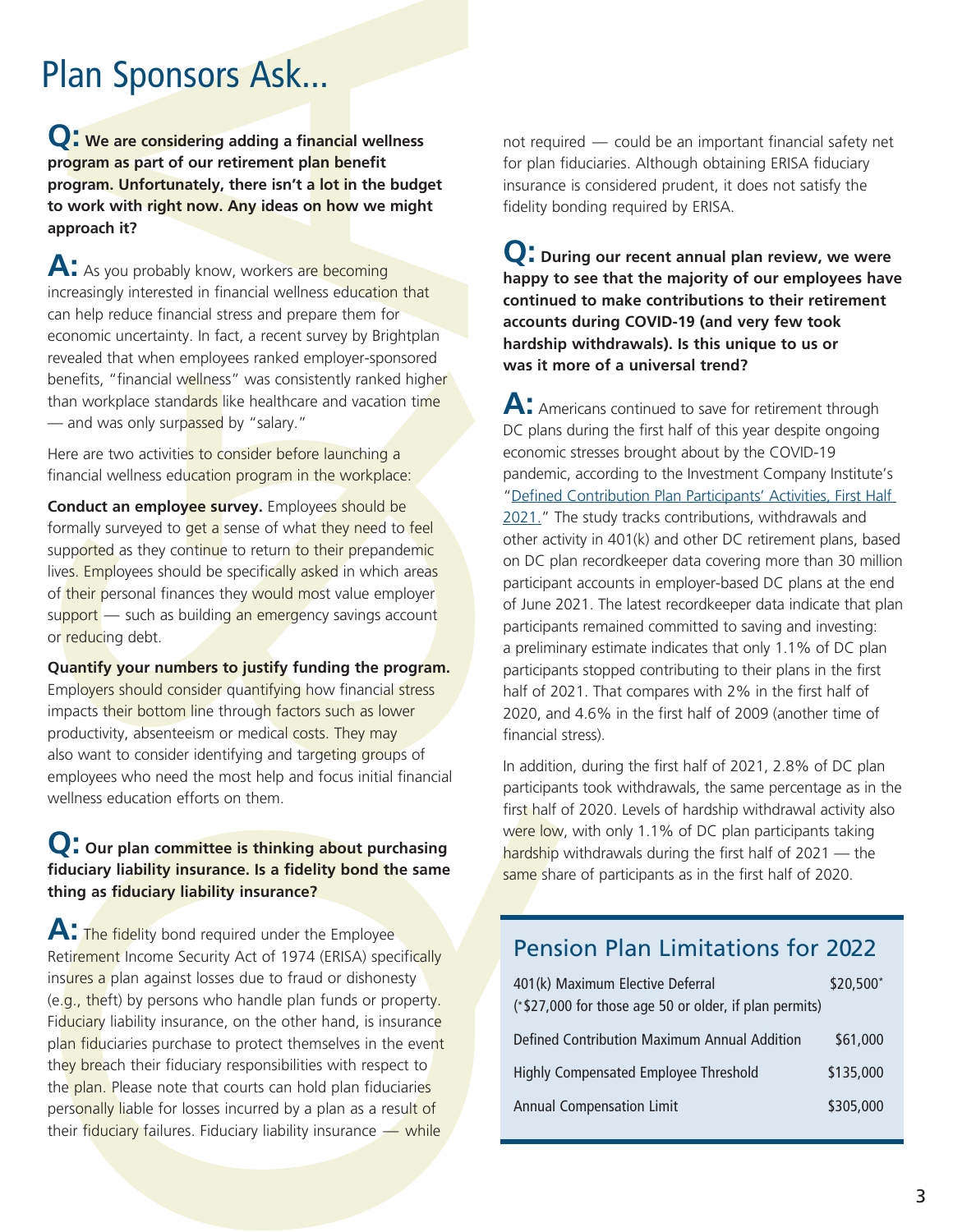# Plan Sponsors Ask...

**Q: We are considering adding a financial wellness program as part of our retirement plan benefit program. Unfortunately, there isn't a lot in the budget to work with right now. Any ideas on how we might approach it?**

**A:** As you probably know, workers are becoming increasingly interested in financial wellness education that can help reduce financial stress and prepare them for economic uncertainty. In fact, a recent survey by Brightplan revealed that when employees ranked employer-sponsored benefits, "financial wellness" was consistently ranked higher than workplace standards like healthcare and vacation time — and was only surpassed by "salary."

Here are two activities to consider before launching a financial wellness education program in the workplace:

**Conduct an employee survey.** Employees should be formally surveyed to get a sense of what they need to feel supported as they continue to return to their prepandemic lives. Employees should be specifically asked in which areas of their personal finances they would most value employer support — such as building an emergency savings account or reducing debt.

**Quantify your numbers to justify funding the program.** Employers should consider quantifying how financial stress impacts their bottom line through factors such as lower productivity, absenteeism or medical costs. They may also want to consider identifying and targeting groups of employees who need the most help and focus initial financial wellness education efforts on them.

**Q: Our plan committee is thinking about purchasing fiduciary liability insurance. Is a fidelity bond the same thing as fiduciary liability insurance?**

**A:** The fidelity bond required under the Employee Retirement Income Security Act of 1974 (ERISA) specifically insures a plan against losses due to fraud or dishonesty (e.g., theft) by persons who handle plan funds or property. Fiduciary liability insurance, on the other hand, is insurance plan fiduciaries purchase to protect themselves in the event they breach their fiduciary responsibilities with respect to the plan. Please note that courts can hold plan fiduciaries personally liable for losses incurred by a plan as a result of their fiduciary failures. Fiduciary liability insurance — while not required — could be an important financial safety net for plan fiduciaries. Although obtaining ERISA fiduciary insurance is considered prudent, it does not satisfy the fidelity bonding required by ERISA.

**Q: During our recent annual plan review, we were happy to see that the majority of our employees have continued to make contributions to their retirement accounts during COVID-19 (and very few took hardship withdrawals). Is this unique to us or was it more of a universal trend?**

**A:** Americans continued to save for retirement through DC plans during the first half of this year despite ongoing economic stresses brought about by the COVID-19 pandemic, according to the Investment Company Institute's "Defined Contribution Plan Participants' Activities, First Half 2021." The study tracks contributions, withdrawals and other activity in 401(k) and other DC retirement plans, based on DC plan recordkeeper data covering more than 30 million participant accounts in employer-based DC plans at the end of June 2021. The latest recordkeeper data indicate that plan participants remained committed to saving and investing: a preliminary estimate indicates that only 1.1% of DC plan participants stopped contributing to their plans in the first half of 2021. That compares with 2% in the first half of 2020, and 4.6% in the first half of 2009 (another time of financial stress).

In addition, during the first half of 2021, 2.8% of DC plan participants took withdrawals, the same percentage as in the first half of 2020. Levels of hardship withdrawal activity also were low, with only 1.1% of DC plan participants taking hardship withdrawals during the first half of 2021 — the same share of participants as in the first half of 2020.

## Pension Plan Limitations for 2022

| Limitation | Amount |
|---|---|
| 401(k) Maximum Elective Deferral (*$27,000 for those age 50 or older, if plan permits) | $20,500* |
| Defined Contribution Maximum Annual Addition | $61,000 |
| Highly Compensated Employee Threshold | $135,000 |
| Annual Compensation Limit | $305,000 |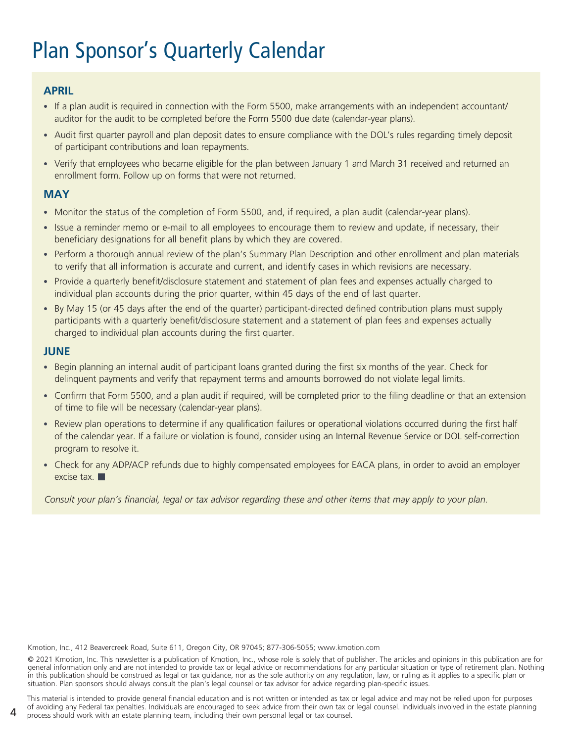# Plan Sponsor's Quarterly Calendar

### APRIL

- If a plan audit is required in connection with the Form 5500, make arrangements with an independent accountant/auditor for the audit to be completed before the Form 5500 due date (calendar-year plans).
- Audit first quarter payroll and plan deposit dates to ensure compliance with the DOL's rules regarding timely deposit of participant contributions and loan repayments.
- Verify that employees who became eligible for the plan between January 1 and March 31 received and returned an enrollment form. Follow up on forms that were not returned.

### MAY

- Monitor the status of the completion of Form 5500, and, if required, a plan audit (calendar-year plans).
- Issue a reminder memo or e-mail to all employees to encourage them to review and update, if necessary, their beneficiary designations for all benefit plans by which they are covered.
- Perform a thorough annual review of the plan's Summary Plan Description and other enrollment and plan materials to verify that all information is accurate and current, and identify cases in which revisions are necessary.
- Provide a quarterly benefit/disclosure statement and statement of plan fees and expenses actually charged to individual plan accounts during the prior quarter, within 45 days of the end of last quarter.
- By May 15 (or 45 days after the end of the quarter) participant-directed defined contribution plans must supply participants with a quarterly benefit/disclosure statement and a statement of plan fees and expenses actually charged to individual plan accounts during the first quarter.

### JUNE

- Begin planning an internal audit of participant loans granted during the first six months of the year. Check for delinquent payments and verify that repayment terms and amounts borrowed do not violate legal limits.
- Confirm that Form 5500, and a plan audit if required, will be completed prior to the filing deadline or that an extension of time to file will be necessary (calendar-year plans).
- Review plan operations to determine if any qualification failures or operational violations occurred during the first half of the calendar year. If a failure or violation is found, consider using an Internal Revenue Service or DOL self-correction program to resolve it.
- Check for any ADP/ACP refunds due to highly compensated employees for EACA plans, in order to avoid an employer excise tax. ■

*Consult your plan's financial, legal or tax advisor regarding these and other items that may apply to your plan.*

Kmotion, Inc., 412 Beavercreek Road, Suite 611, Oregon City, OR 97045; 877-306-5055; www.kmotion.com

© 2021 Kmotion, Inc. This newsletter is a publication of Kmotion, Inc., whose role is solely that of publisher. The articles and opinions in this publication are for general information only and are not intended to provide tax or legal advice or recommendations for any particular situation or type of retirement plan. Nothing in this publication should be construed as legal or tax guidance, nor as the sole authority on any regulation, law, or ruling as it applies to a specific plan or situation. Plan sponsors should always consult the plan's legal counsel or tax advisor for advice regarding plan-specific issues.

This material is intended to provide general financial education and is not written or intended as tax or legal advice and may not be relied upon for purposes of avoiding any Federal tax penalties. Individuals are encouraged to seek advice from their own tax or legal counsel. Individuals involved in the estate planning process should work with an estate planning team, including their own personal legal or tax counsel.